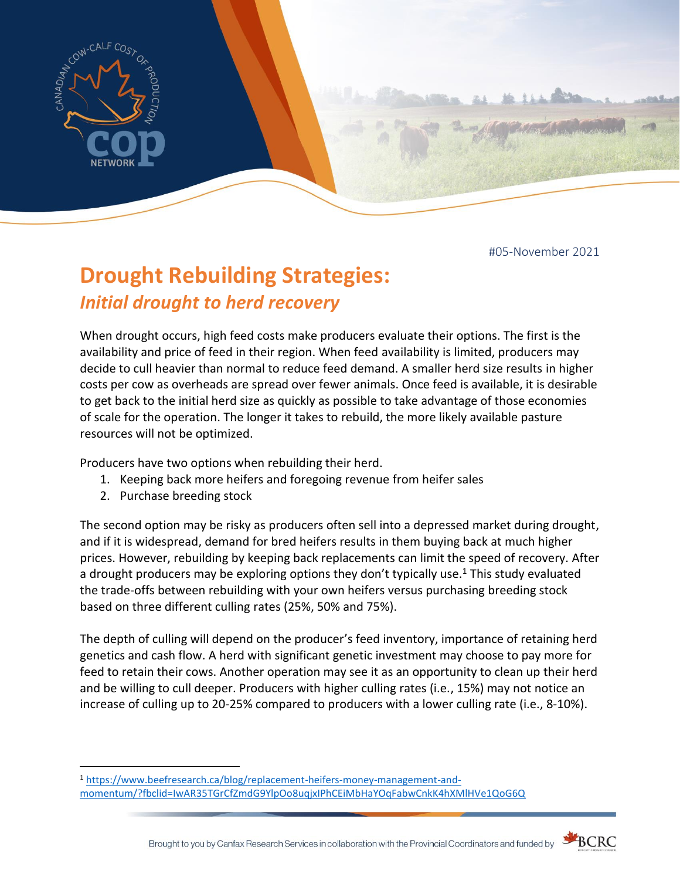#05-November 2021

# Drought Rebuilding Strategies:

## *Initial drought to herd recovery*

When drought occurs, high feed costs make producers evaluate their options. The first is the availability and price of feed in their region. When feed availability is limited, producers may decide to cull heavier than normal to reduce feed demand. A smaller herd size results in higher costs per cow as overheads are spread over fewer animals. Once feed is available, it is desirable to get back to the initial herd size as quickly as possible to take advantage of those economies of scale for the operation. The longer it takes to rebuild, the more likely available pasture resources will not be optimized.

Producers have two options when rebuilding their herd.

1. Keeping back more heifers and foregoing revenue from heifer sales
2. Purchase breeding stock

The second option may be risky as producers often sell into a depressed market during drought, and if it is widespread, demand for bred heifers results in them buying back at much higher prices. However, rebuilding by keeping back replacements can limit the speed of recovery. After a drought producers may be exploring options they don't typically use.[1] This study evaluated the trade-offs between rebuilding with your own heifers versus purchasing breeding stock based on three different culling rates (25%, 50% and 75%).

The depth of culling will depend on the producer's feed inventory, importance of retaining herd genetics and cash flow. A herd with significant genetic investment may choose to pay more for feed to retain their cows. Another operation may see it as an opportunity to clean up their herd and be willing to cull deeper. Producers with higher culling rates (i.e., 15%) may not notice an increase of culling up to 20-25% compared to producers with a lower culling rate (i.e., 8-10%).

[1] https://www.beefresearch.ca/blog/replacement-heifers-money-management-and-momentum/?fbclid=IwAR35TGrCfZmdG9YlpOo8uqjxIPhCEiMbHaYOqFabwCnkK4hXMlHVe1QoG6Q

Brought to you by Canfax Research Services in collaboration with the Provincial Coordinators and funded by BCRC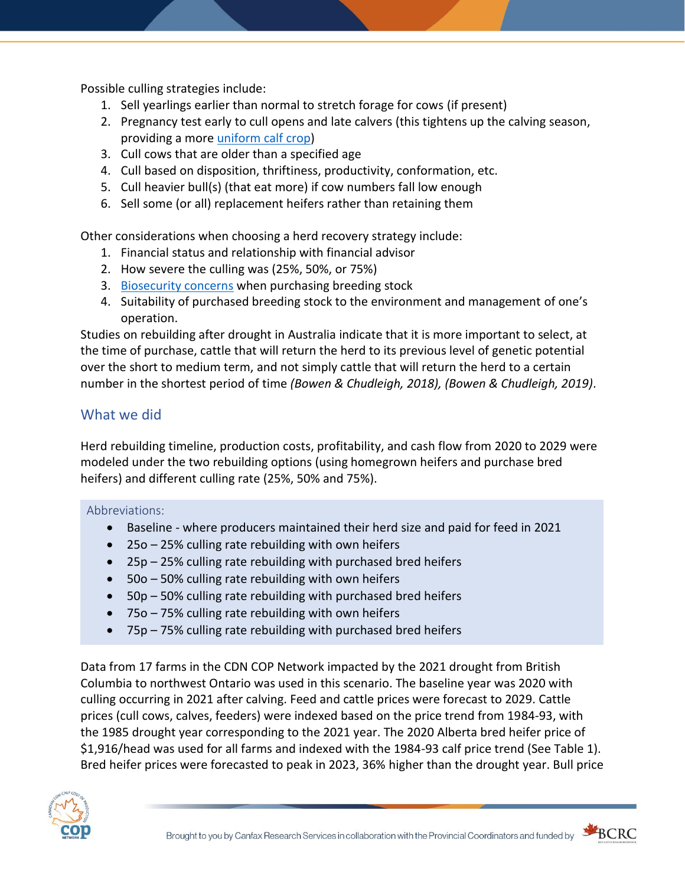Possible culling strategies include:

1. Sell yearlings earlier than normal to stretch forage for cows (if present)
2. Pregnancy test early to cull opens and late calvers (this tightens up the calving season, providing a more uniform calf crop)
3. Cull cows that are older than a specified age
4. Cull based on disposition, thriftiness, productivity, conformation, etc.
5. Cull heavier bull(s) (that eat more) if cow numbers fall low enough
6. Sell some (or all) replacement heifers rather than retaining them

Other considerations when choosing a herd recovery strategy include:

1. Financial status and relationship with financial advisor
2. How severe the culling was (25%, 50%, or 75%)
3. Biosecurity concerns when purchasing breeding stock
4. Suitability of purchased breeding stock to the environment and management of one's operation.

Studies on rebuilding after drought in Australia indicate that it is more important to select, at the time of purchase, cattle that will return the herd to its previous level of genetic potential over the short to medium term, and not simply cattle that will return the herd to a certain number in the shortest period of time *(Bowen & Chudleigh, 2018), (Bowen & Chudleigh, 2019)*.

## What we did

Herd rebuilding timeline, production costs, profitability, and cash flow from 2020 to 2029 were modeled under the two rebuilding options (using homegrown heifers and purchase bred heifers) and different culling rate (25%, 50% and 75%).

Abbreviations:

- Baseline - where producers maintained their herd size and paid for feed in 2021
- 25o – 25% culling rate rebuilding with own heifers
- 25p – 25% culling rate rebuilding with purchased bred heifers
- 50o – 50% culling rate rebuilding with own heifers
- 50p – 50% culling rate rebuilding with purchased bred heifers
- 75o – 75% culling rate rebuilding with own heifers
- 75p – 75% culling rate rebuilding with purchased bred heifers

Data from 17 farms in the CDN COP Network impacted by the 2021 drought from British Columbia to northwest Ontario was used in this scenario. The baseline year was 2020 with culling occurring in 2021 after calving. Feed and cattle prices were forecast to 2029. Cattle prices (cull cows, calves, feeders) were indexed based on the price trend from 1984-93, with the 1985 drought year corresponding to the 2021 year. The 2020 Alberta bred heifer price of $1,916/head was used for all farms and indexed with the 1984-93 calf price trend (See Table 1). Bred heifer prices were forecasted to peak in 2023, 36% higher than the drought year. Bull price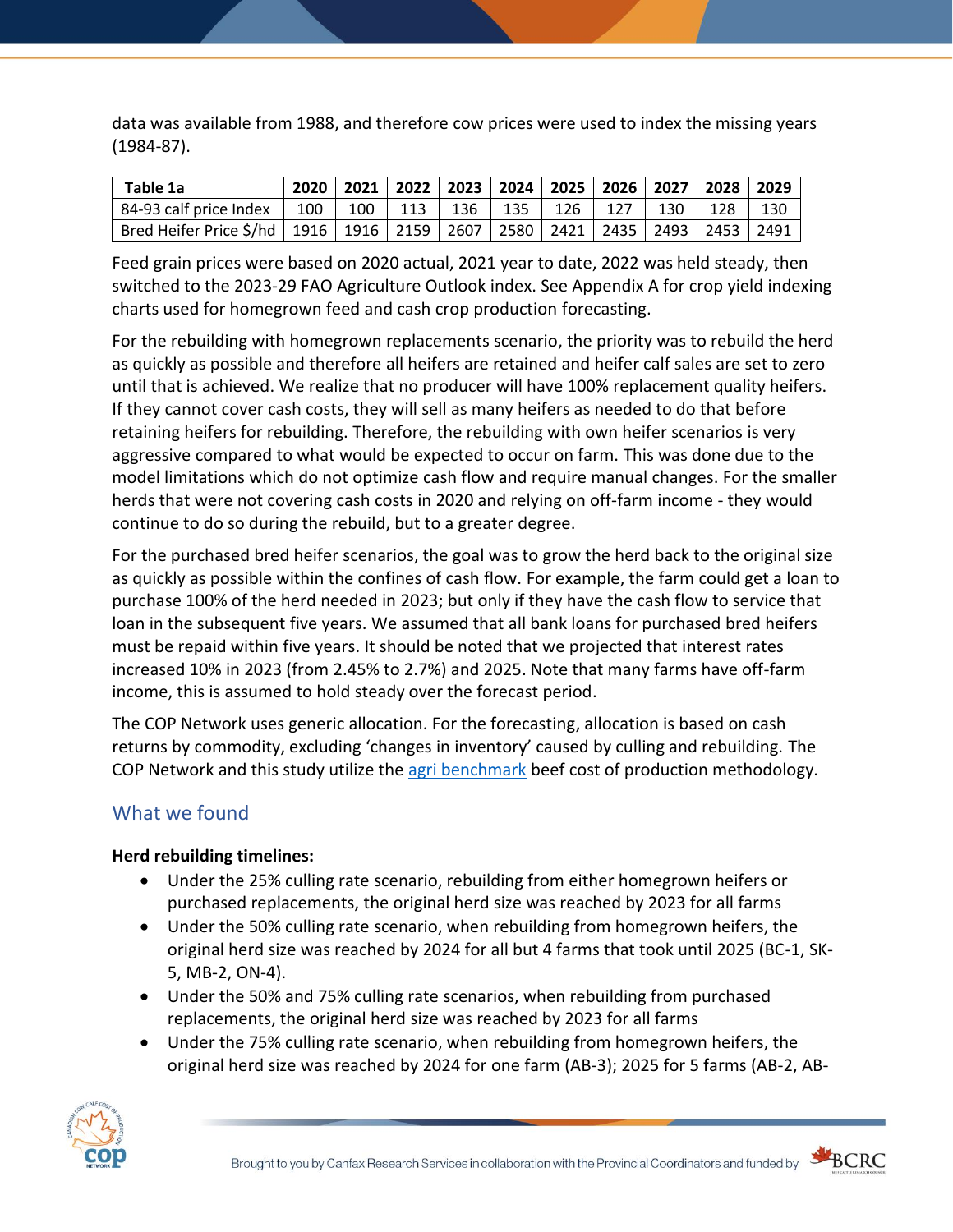data was available from 1988, and therefore cow prices were used to index the missing years (1984-87).

| Table 1a | 2020 | 2021 | 2022 | 2023 | 2024 | 2025 | 2026 | 2027 | 2028 | 2029 |
|---|---|---|---|---|---|---|---|---|---|---|
| 84-93 calf price Index | 100 | 100 | 113 | 136 | 135 | 126 | 127 | 130 | 128 | 130 |
| Bred Heifer Price $/hd | 1916 | 1916 | 2159 | 2607 | 2580 | 2421 | 2435 | 2493 | 2453 | 2491 |

Feed grain prices were based on 2020 actual, 2021 year to date, 2022 was held steady, then switched to the 2023-29 FAO Agriculture Outlook index. See Appendix A for crop yield indexing charts used for homegrown feed and cash crop production forecasting.

For the rebuilding with homegrown replacements scenario, the priority was to rebuild the herd as quickly as possible and therefore all heifers are retained and heifer calf sales are set to zero until that is achieved. We realize that no producer will have 100% replacement quality heifers. If they cannot cover cash costs, they will sell as many heifers as needed to do that before retaining heifers for rebuilding. Therefore, the rebuilding with own heifer scenarios is very aggressive compared to what would be expected to occur on farm. This was done due to the model limitations which do not optimize cash flow and require manual changes. For the smaller herds that were not covering cash costs in 2020 and relying on off-farm income - they would continue to do so during the rebuild, but to a greater degree.

For the purchased bred heifer scenarios, the goal was to grow the herd back to the original size as quickly as possible within the confines of cash flow. For example, the farm could get a loan to purchase 100% of the herd needed in 2023; but only if they have the cash flow to service that loan in the subsequent five years. We assumed that all bank loans for purchased bred heifers must be repaid within five years. It should be noted that we projected that interest rates increased 10% in 2023 (from 2.45% to 2.7%) and 2025. Note that many farms have off-farm income, this is assumed to hold steady over the forecast period.

The COP Network uses generic allocation. For the forecasting, allocation is based on cash returns by commodity, excluding 'changes in inventory' caused by culling and rebuilding. The COP Network and this study utilize the agri benchmark beef cost of production methodology.

## What we found

**Herd rebuilding timelines:**

- Under the 25% culling rate scenario, rebuilding from either homegrown heifers or purchased replacements, the original herd size was reached by 2023 for all farms
- Under the 50% culling rate scenario, when rebuilding from homegrown heifers, the original herd size was reached by 2024 for all but 4 farms that took until 2025 (BC-1, SK-5, MB-2, ON-4).
- Under the 50% and 75% culling rate scenarios, when rebuilding from purchased replacements, the original herd size was reached by 2023 for all farms
- Under the 75% culling rate scenario, when rebuilding from homegrown heifers, the original herd size was reached by 2024 for one farm (AB-3); 2025 for 5 farms (AB-2, AB-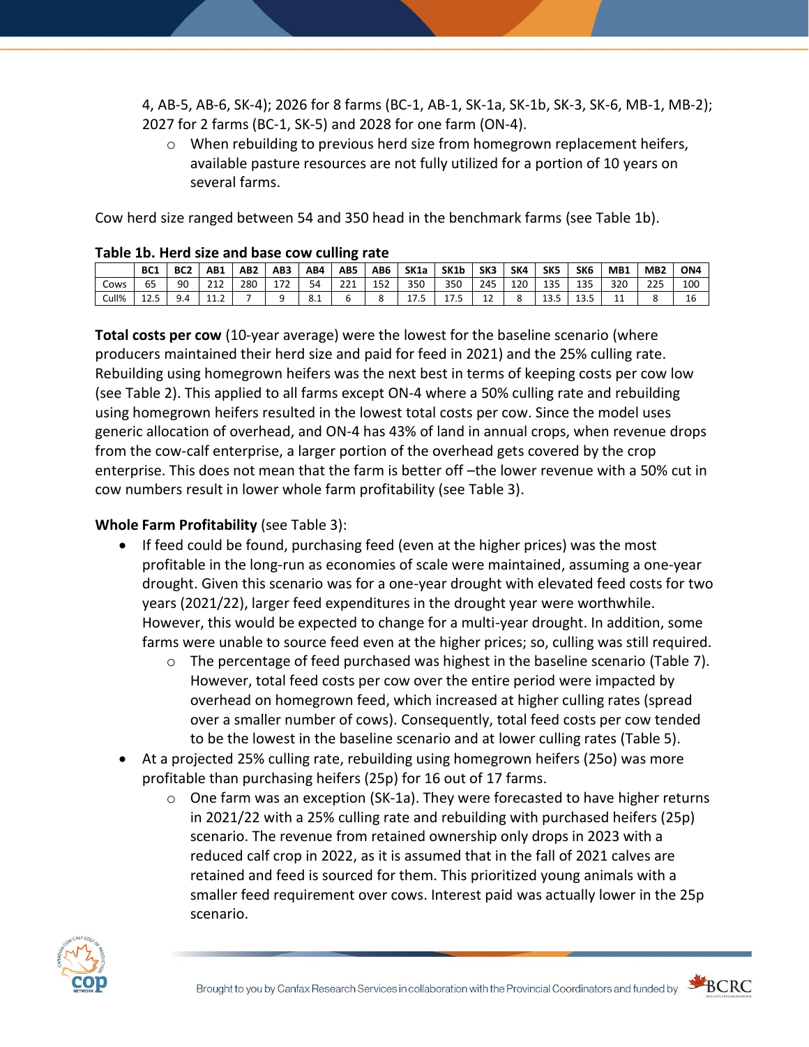4, AB-5, AB-6, SK-4); 2026 for 8 farms (BC-1, AB-1, SK-1a, SK-1b, SK-3, SK-6, MB-1, MB-2); 2027 for 2 farms (BC-1, SK-5) and 2028 for one farm (ON-4).

- When rebuilding to previous herd size from homegrown replacement heifers, available pasture resources are not fully utilized for a portion of 10 years on several farms.

Cow herd size ranged between 54 and 350 head in the benchmark farms (see Table 1b).

**Table 1b. Herd size and base cow culling rate**

| | BC1 | BC2 | AB1 | AB2 | AB3 | AB4 | AB5 | AB6 | SK1a | SK1b | SK3 | SK4 | SK5 | SK6 | MB1 | MB2 | ON4 |
|---|---|---|---|---|---|---|---|---|---|---|---|---|---|---|---|---|---|
| Cows | 65 | 90 | 212 | 280 | 172 | 54 | 221 | 152 | 350 | 350 | 245 | 120 | 135 | 135 | 320 | 225 | 100 |
| Cull% | 12.5 | 9.4 | 11.2 | 7 | 9 | 8.1 | 6 | 8 | 17.5 | 17.5 | 12 | 8 | 13.5 | 13.5 | 11 | 8 | 16 |

**Total costs per cow** (10-year average) were the lowest for the baseline scenario (where producers maintained their herd size and paid for feed in 2021) and the 25% culling rate. Rebuilding using homegrown heifers was the next best in terms of keeping costs per cow low (see Table 2). This applied to all farms except ON-4 where a 50% culling rate and rebuilding using homegrown heifers resulted in the lowest total costs per cow. Since the model uses generic allocation of overhead, and ON-4 has 43% of land in annual crops, when revenue drops from the cow-calf enterprise, a larger portion of the overhead gets covered by the crop enterprise. This does not mean that the farm is better off –the lower revenue with a 50% cut in cow numbers result in lower whole farm profitability (see Table 3).

**Whole Farm Profitability** (see Table 3):

- If feed could be found, purchasing feed (even at the higher prices) was the most profitable in the long-run as economies of scale were maintained, assuming a one-year drought. Given this scenario was for a one-year drought with elevated feed costs for two years (2021/22), larger feed expenditures in the drought year were worthwhile. However, this would be expected to change for a multi-year drought. In addition, some farms were unable to source feed even at the higher prices; so, culling was still required.
  - The percentage of feed purchased was highest in the baseline scenario (Table 7). However, total feed costs per cow over the entire period were impacted by overhead on homegrown feed, which increased at higher culling rates (spread over a smaller number of cows). Consequently, total feed costs per cow tended to be the lowest in the baseline scenario and at lower culling rates (Table 5).
- At a projected 25% culling rate, rebuilding using homegrown heifers (25o) was more profitable than purchasing heifers (25p) for 16 out of 17 farms.
  - One farm was an exception (SK-1a). They were forecasted to have higher returns in 2021/22 with a 25% culling rate and rebuilding with purchased heifers (25p) scenario. The revenue from retained ownership only drops in 2023 with a reduced calf crop in 2022, as it is assumed that in the fall of 2021 calves are retained and feed is sourced for them. This prioritized young animals with a smaller feed requirement over cows. Interest paid was actually lower in the 25p scenario.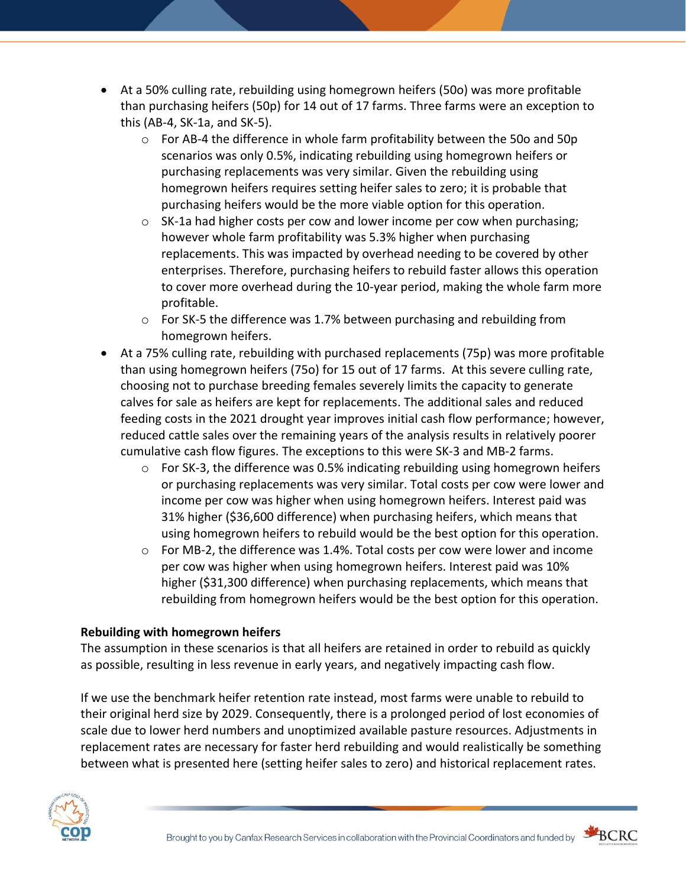- At a 50% culling rate, rebuilding using homegrown heifers (50o) was more profitable than purchasing heifers (50p) for 14 out of 17 farms. Three farms were an exception to this (AB-4, SK-1a, and SK-5).
    - For AB-4 the difference in whole farm profitability between the 50o and 50p scenarios was only 0.5%, indicating rebuilding using homegrown heifers or purchasing replacements was very similar. Given the rebuilding using homegrown heifers requires setting heifer sales to zero; it is probable that purchasing heifers would be the more viable option for this operation.
    - SK-1a had higher costs per cow and lower income per cow when purchasing; however whole farm profitability was 5.3% higher when purchasing replacements. This was impacted by overhead needing to be covered by other enterprises. Therefore, purchasing heifers to rebuild faster allows this operation to cover more overhead during the 10-year period, making the whole farm more profitable.
    - For SK-5 the difference was 1.7% between purchasing and rebuilding from homegrown heifers.
- At a 75% culling rate, rebuilding with purchased replacements (75p) was more profitable than using homegrown heifers (75o) for 15 out of 17 farms. At this severe culling rate, choosing not to purchase breeding females severely limits the capacity to generate calves for sale as heifers are kept for replacements. The additional sales and reduced feeding costs in the 2021 drought year improves initial cash flow performance; however, reduced cattle sales over the remaining years of the analysis results in relatively poorer cumulative cash flow figures. The exceptions to this were SK-3 and MB-2 farms.
    - For SK-3, the difference was 0.5% indicating rebuilding using homegrown heifers or purchasing replacements was very similar. Total costs per cow were lower and income per cow was higher when using homegrown heifers. Interest paid was 31% higher ($36,600 difference) when purchasing heifers, which means that using homegrown heifers to rebuild would be the best option for this operation.
    - For MB-2, the difference was 1.4%. Total costs per cow were lower and income per cow was higher when using homegrown heifers. Interest paid was 10% higher ($31,300 difference) when purchasing replacements, which means that rebuilding from homegrown heifers would be the best option for this operation.

**Rebuilding with homegrown heifers**

The assumption in these scenarios is that all heifers are retained in order to rebuild as quickly as possible, resulting in less revenue in early years, and negatively impacting cash flow.

If we use the benchmark heifer retention rate instead, most farms were unable to rebuild to their original herd size by 2029. Consequently, there is a prolonged period of lost economies of scale due to lower herd numbers and unoptimized available pasture resources. Adjustments in replacement rates are necessary for faster herd rebuilding and would realistically be something between what is presented here (setting heifer sales to zero) and historical replacement rates.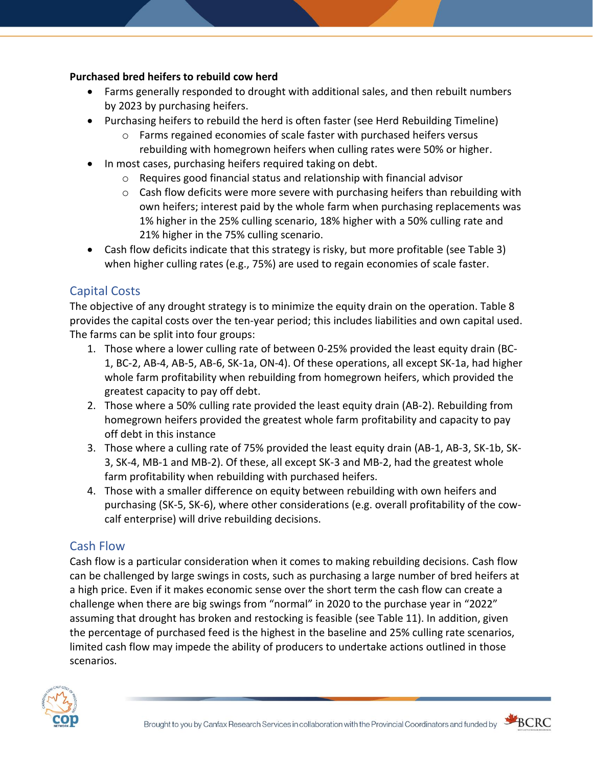**Purchased bred heifers to rebuild cow herd**

- Farms generally responded to drought with additional sales, and then rebuilt numbers by 2023 by purchasing heifers.
- Purchasing heifers to rebuild the herd is often faster (see Herd Rebuilding Timeline)
  - Farms regained economies of scale faster with purchased heifers versus rebuilding with homegrown heifers when culling rates were 50% or higher.
- In most cases, purchasing heifers required taking on debt.
  - Requires good financial status and relationship with financial advisor
  - Cash flow deficits were more severe with purchasing heifers than rebuilding with own heifers; interest paid by the whole farm when purchasing replacements was 1% higher in the 25% culling scenario, 18% higher with a 50% culling rate and 21% higher in the 75% culling scenario.
- Cash flow deficits indicate that this strategy is risky, but more profitable (see Table 3) when higher culling rates (e.g., 75%) are used to regain economies of scale faster.

## Capital Costs

The objective of any drought strategy is to minimize the equity drain on the operation. Table 8 provides the capital costs over the ten-year period; this includes liabilities and own capital used. The farms can be split into four groups:

1. Those where a lower culling rate of between 0-25% provided the least equity drain (BC-1, BC-2, AB-4, AB-5, AB-6, SK-1a, ON-4). Of these operations, all except SK-1a, had higher whole farm profitability when rebuilding from homegrown heifers, which provided the greatest capacity to pay off debt.
2. Those where a 50% culling rate provided the least equity drain (AB-2). Rebuilding from homegrown heifers provided the greatest whole farm profitability and capacity to pay off debt in this instance
3. Those where a culling rate of 75% provided the least equity drain (AB-1, AB-3, SK-1b, SK-3, SK-4, MB-1 and MB-2). Of these, all except SK-3 and MB-2, had the greatest whole farm profitability when rebuilding with purchased heifers.
4. Those with a smaller difference on equity between rebuilding with own heifers and purchasing (SK-5, SK-6), where other considerations (e.g. overall profitability of the cow-calf enterprise) will drive rebuilding decisions.

## Cash Flow

Cash flow is a particular consideration when it comes to making rebuilding decisions. Cash flow can be challenged by large swings in costs, such as purchasing a large number of bred heifers at a high price. Even if it makes economic sense over the short term the cash flow can create a challenge when there are big swings from "normal" in 2020 to the purchase year in "2022" assuming that drought has broken and restocking is feasible (see Table 11). In addition, given the percentage of purchased feed is the highest in the baseline and 25% culling rate scenarios, limited cash flow may impede the ability of producers to undertake actions outlined in those scenarios.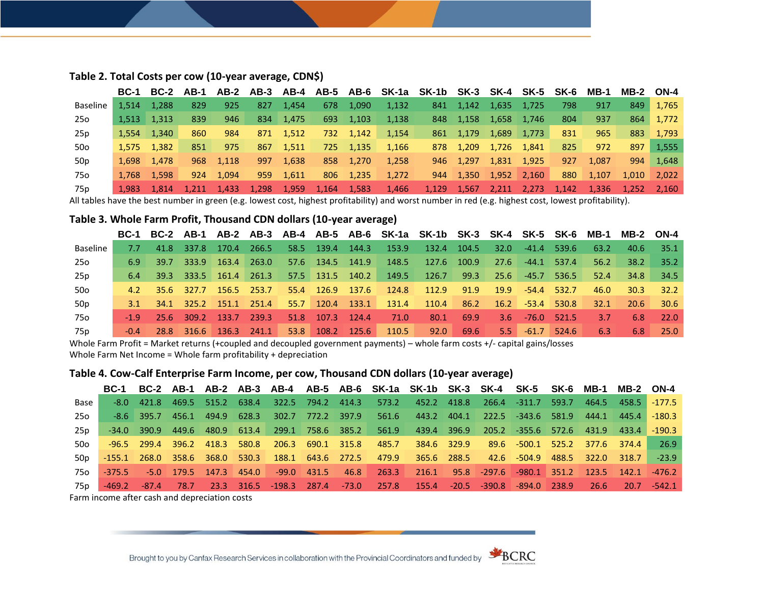**Table 2. Total Costs per cow (10-year average, CDN$)**

| | BC-1 | BC-2 | AB-1 | AB-2 | AB-3 | AB-4 | AB-5 | AB-6 | SK-1a | SK-1b | SK-3 | SK-4 | SK-5 | SK-6 | MB-1 | MB-2 | ON-4 |
|---|---|---|---|---|---|---|---|---|---|---|---|---|---|---|---|---|---|
| Baseline | 1,514 | 1,288 | 829 | 925 | 827 | 1,454 | 678 | 1,090 | 1,132 | 841 | 1,142 | 1,635 | 1,725 | 798 | 917 | 849 | 1,765 |
| 25o | 1,513 | 1,313 | 839 | 946 | 834 | 1,475 | 693 | 1,103 | 1,138 | 848 | 1,158 | 1,658 | 1,746 | 804 | 937 | 864 | 1,772 |
| 25p | 1,554 | 1,340 | 860 | 984 | 871 | 1,512 | 732 | 1,142 | 1,154 | 861 | 1,179 | 1,689 | 1,773 | 831 | 965 | 883 | 1,793 |
| 50o | 1,575 | 1,382 | 851 | 975 | 867 | 1,511 | 725 | 1,135 | 1,166 | 878 | 1,209 | 1,726 | 1,841 | 825 | 972 | 897 | 1,555 |
| 50p | 1,698 | 1,478 | 968 | 1,118 | 997 | 1,638 | 858 | 1,270 | 1,258 | 946 | 1,297 | 1,831 | 1,925 | 927 | 1,087 | 994 | 1,648 |
| 75o | 1,768 | 1,598 | 924 | 1,094 | 959 | 1,611 | 806 | 1,235 | 1,272 | 944 | 1,350 | 1,952 | 2,160 | 880 | 1,107 | 1,010 | 2,022 |
| 75p | 1,983 | 1,814 | 1,211 | 1,433 | 1,298 | 1,959 | 1,164 | 1,583 | 1,466 | 1,129 | 1,567 | 2,211 | 2,273 | 1,142 | 1,336 | 1,252 | 2,160 |

All tables have the best number in green (e.g. lowest cost, highest profitability) and worst number in red (e.g. highest cost, lowest profitability).

**Table 3. Whole Farm Profit, Thousand CDN dollars (10-year average)**

| | BC-1 | BC-2 | AB-1 | AB-2 | AB-3 | AB-4 | AB-5 | AB-6 | SK-1a | SK-1b | SK-3 | SK-4 | SK-5 | SK-6 | MB-1 | MB-2 | ON-4 |
|---|---|---|---|---|---|---|---|---|---|---|---|---|---|---|---|---|---|
| Baseline | 7.7 | 41.8 | 337.8 | 170.4 | 266.5 | 58.5 | 139.4 | 144.3 | 153.9 | 132.4 | 104.5 | 32.0 | -41.4 | 539.6 | 63.2 | 40.6 | 35.1 |
| 25o | 6.9 | 39.7 | 333.9 | 163.4 | 263.0 | 57.6 | 134.5 | 141.9 | 148.5 | 127.6 | 100.9 | 27.6 | -44.1 | 537.4 | 56.2 | 38.2 | 35.2 |
| 25p | 6.4 | 39.3 | 333.5 | 161.4 | 261.3 | 57.5 | 131.5 | 140.2 | 149.5 | 126.7 | 99.3 | 25.6 | -45.7 | 536.5 | 52.4 | 34.8 | 34.5 |
| 50o | 4.2 | 35.6 | 327.7 | 156.5 | 253.7 | 55.4 | 126.9 | 137.6 | 124.8 | 112.9 | 91.9 | 19.9 | -54.4 | 532.7 | 46.0 | 30.3 | 32.2 |
| 50p | 3.1 | 34.1 | 325.2 | 151.1 | 251.4 | 55.7 | 120.4 | 133.1 | 131.4 | 110.4 | 86.2 | 16.2 | -53.4 | 530.8 | 32.1 | 20.6 | 30.6 |
| 75o | -1.9 | 25.6 | 309.2 | 133.7 | 239.3 | 51.8 | 107.3 | 124.4 | 71.0 | 80.1 | 69.9 | 3.6 | -76.0 | 521.5 | 3.7 | 6.8 | 22.0 |
| 75p | -0.4 | 28.8 | 316.6 | 136.3 | 241.1 | 53.8 | 108.2 | 125.6 | 110.5 | 92.0 | 69.6 | 5.5 | -61.7 | 524.6 | 6.3 | 6.8 | 25.0 |

Whole Farm Profit = Market returns (+coupled and decoupled government payments) – whole farm costs +/- capital gains/losses
Whole Farm Net Income = Whole farm profitability + depreciation

**Table 4. Cow-Calf Enterprise Farm Income, per cow, Thousand CDN dollars (10-year average)**

| | BC-1 | BC-2 | AB-1 | AB-2 | AB-3 | AB-4 | AB-5 | AB-6 | SK-1a | SK-1b | SK-3 | SK-4 | SK-5 | SK-6 | MB-1 | MB-2 | ON-4 |
|---|---|---|---|---|---|---|---|---|---|---|---|---|---|---|---|---|---|
| Base | -8.0 | 421.8 | 469.5 | 515.2 | 638.4 | 322.5 | 794.2 | 414.3 | 573.2 | 452.2 | 418.8 | 266.4 | -311.7 | 593.7 | 464.5 | 458.5 | -177.5 |
| 25o | -8.6 | 395.7 | 456.1 | 494.9 | 628.3 | 302.7 | 772.2 | 397.9 | 561.6 | 443.2 | 404.1 | 222.5 | -343.6 | 581.9 | 444.1 | 445.4 | -180.3 |
| 25p | -34.0 | 390.9 | 449.6 | 480.9 | 613.4 | 299.1 | 758.6 | 385.2 | 561.9 | 439.4 | 396.9 | 205.2 | -355.6 | 572.6 | 431.9 | 433.4 | -190.3 |
| 50o | -96.5 | 299.4 | 396.2 | 418.3 | 580.8 | 206.3 | 690.1 | 315.8 | 485.7 | 384.6 | 329.9 | 89.6 | -500.1 | 525.2 | 377.6 | 374.4 | 26.9 |
| 50p | -155.1 | 268.0 | 358.6 | 368.0 | 530.3 | 188.1 | 643.6 | 272.5 | 479.9 | 365.6 | 288.5 | 42.6 | -504.9 | 488.5 | 322.0 | 318.7 | -23.9 |
| 75o | -375.5 | -5.0 | 179.5 | 147.3 | 454.0 | -99.0 | 431.5 | 46.8 | 263.3 | 216.1 | 95.8 | -297.6 | -980.1 | 351.2 | 123.5 | 142.1 | -476.2 |
| 75p | -469.2 | -87.4 | 78.7 | 23.3 | 316.5 | -198.3 | 287.4 | -73.0 | 257.8 | 155.4 | -20.5 | -390.8 | -894.0 | 238.9 | 26.6 | 20.7 | -542.1 |

Farm income after cash and depreciation costs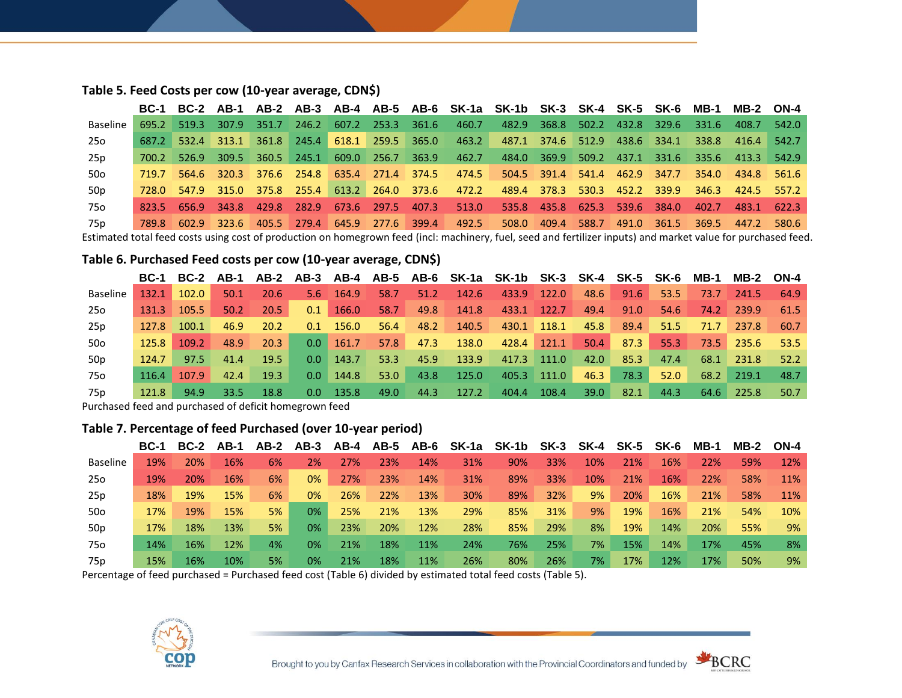### Table 5. Feed Costs per cow (10-year average, CDN$)

| | BC-1 | BC-2 | AB-1 | AB-2 | AB-3 | AB-4 | AB-5 | AB-6 | SK-1a | SK-1b | SK-3 | SK-4 | SK-5 | SK-6 | MB-1 | MB-2 | ON-4 |
|---|---|---|---|---|---|---|---|---|---|---|---|---|---|---|---|---|---|
| Baseline | 695.2 | 519.3 | 307.9 | 351.7 | 246.2 | 607.2 | 253.3 | 361.6 | 460.7 | 482.9 | 368.8 | 502.2 | 432.8 | 329.6 | 331.6 | 408.7 | 542.0 |
| 25o | 687.2 | 532.4 | 313.1 | 361.8 | 245.4 | 618.1 | 259.5 | 365.0 | 463.2 | 487.1 | 374.6 | 512.9 | 438.6 | 334.1 | 338.8 | 416.4 | 542.7 |
| 25p | 700.2 | 526.9 | 309.5 | 360.5 | 245.1 | 609.0 | 256.7 | 363.9 | 462.7 | 484.0 | 369.9 | 509.2 | 437.1 | 331.6 | 335.6 | 413.3 | 542.9 |
| 50o | 719.7 | 564.6 | 320.3 | 376.6 | 254.8 | 635.4 | 271.4 | 374.5 | 474.5 | 504.5 | 391.4 | 541.4 | 462.9 | 347.7 | 354.0 | 434.8 | 561.6 |
| 50p | 728.0 | 547.9 | 315.0 | 375.8 | 255.4 | 613.2 | 264.0 | 373.6 | 472.2 | 489.4 | 378.3 | 530.3 | 452.2 | 339.9 | 346.3 | 424.5 | 557.2 |
| 75o | 823.5 | 656.9 | 343.8 | 429.8 | 282.9 | 673.6 | 297.5 | 407.3 | 513.0 | 535.8 | 435.8 | 625.3 | 539.6 | 384.0 | 402.7 | 483.1 | 622.3 |
| 75p | 789.8 | 602.9 | 323.6 | 405.5 | 279.4 | 645.9 | 277.6 | 399.4 | 492.5 | 508.0 | 409.4 | 588.7 | 491.0 | 361.5 | 369.5 | 447.2 | 580.6 |

Estimated total feed costs using cost of production on homegrown feed (incl: machinery, fuel, seed and fertilizer inputs) and market value for purchased feed.

### Table 6. Purchased Feed costs per cow (10-year average, CDN$)

| | BC-1 | BC-2 | AB-1 | AB-2 | AB-3 | AB-4 | AB-5 | AB-6 | SK-1a | SK-1b | SK-3 | SK-4 | SK-5 | SK-6 | MB-1 | MB-2 | ON-4 |
|---|---|---|---|---|---|---|---|---|---|---|---|---|---|---|---|---|---|
| Baseline | 132.1 | 102.0 | 50.1 | 20.6 | 5.6 | 164.9 | 58.7 | 51.2 | 142.6 | 433.9 | 122.0 | 48.6 | 91.6 | 53.5 | 73.7 | 241.5 | 64.9 |
| 25o | 131.3 | 105.5 | 50.2 | 20.5 | 0.1 | 166.0 | 58.7 | 49.8 | 141.8 | 433.1 | 122.7 | 49.4 | 91.0 | 54.6 | 74.2 | 239.9 | 61.5 |
| 25p | 127.8 | 100.1 | 46.9 | 20.2 | 0.1 | 156.0 | 56.4 | 48.2 | 140.5 | 430.1 | 118.1 | 45.8 | 89.4 | 51.5 | 71.7 | 237.8 | 60.7 |
| 50o | 125.8 | 109.2 | 48.9 | 20.3 | 0.0 | 161.7 | 57.8 | 47.3 | 138.0 | 428.4 | 121.1 | 50.4 | 87.3 | 55.3 | 73.5 | 235.6 | 53.5 |
| 50p | 124.7 | 97.5 | 41.4 | 19.5 | 0.0 | 143.7 | 53.3 | 45.9 | 133.9 | 417.3 | 111.0 | 42.0 | 85.3 | 47.4 | 68.1 | 231.8 | 52.2 |
| 75o | 116.4 | 107.9 | 42.4 | 19.3 | 0.0 | 144.8 | 53.0 | 43.8 | 125.0 | 405.3 | 111.0 | 46.3 | 78.3 | 52.0 | 68.2 | 219.1 | 48.7 |
| 75p | 121.8 | 94.9 | 33.5 | 18.8 | 0.0 | 135.8 | 49.0 | 44.3 | 127.2 | 404.4 | 108.4 | 39.0 | 82.1 | 44.3 | 64.6 | 225.8 | 50.7 |

Purchased feed and purchased of deficit homegrown feed

### Table 7. Percentage of feed Purchased (over 10-year period)

| | BC-1 | BC-2 | AB-1 | AB-2 | AB-3 | AB-4 | AB-5 | AB-6 | SK-1a | SK-1b | SK-3 | SK-4 | SK-5 | SK-6 | MB-1 | MB-2 | ON-4 |
|---|---|---|---|---|---|---|---|---|---|---|---|---|---|---|---|---|---|
| Baseline | 19% | 20% | 16% | 6% | 2% | 27% | 23% | 14% | 31% | 90% | 33% | 10% | 21% | 16% | 22% | 59% | 12% |
| 25o | 19% | 20% | 16% | 6% | 0% | 27% | 23% | 14% | 31% | 89% | 33% | 10% | 21% | 16% | 22% | 58% | 11% |
| 25p | 18% | 19% | 15% | 6% | 0% | 26% | 22% | 13% | 30% | 89% | 32% | 9% | 20% | 16% | 21% | 58% | 11% |
| 50o | 17% | 19% | 15% | 5% | 0% | 25% | 21% | 13% | 29% | 85% | 31% | 9% | 19% | 16% | 21% | 54% | 10% |
| 50p | 17% | 18% | 13% | 5% | 0% | 23% | 20% | 12% | 28% | 85% | 29% | 8% | 19% | 14% | 20% | 55% | 9% |
| 75o | 14% | 16% | 12% | 4% | 0% | 21% | 18% | 11% | 24% | 76% | 25% | 7% | 15% | 14% | 17% | 45% | 8% |
| 75p | 15% | 16% | 10% | 5% | 0% | 21% | 18% | 11% | 26% | 80% | 26% | 7% | 17% | 12% | 17% | 50% | 9% |

Percentage of feed purchased = Purchased feed cost (Table 6) divided by estimated total feed costs (Table 5).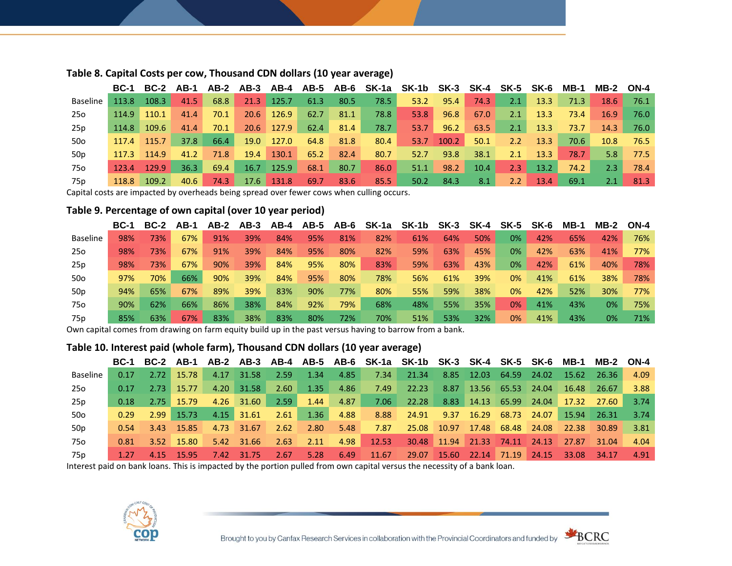### Table 8. Capital Costs per cow, Thousand CDN dollars (10 year average)

| | BC-1 | BC-2 | AB-1 | AB-2 | AB-3 | AB-4 | AB-5 | AB-6 | SK-1a | SK-1b | SK-3 | SK-4 | SK-5 | SK-6 | MB-1 | MB-2 | ON-4 |
|---|---|---|---|---|---|---|---|---|---|---|---|---|---|---|---|---|---|
| Baseline | 113.8 | 108.3 | 41.5 | 68.8 | 21.3 | 125.7 | 61.3 | 80.5 | 78.5 | 53.2 | 95.4 | 74.3 | 2.1 | 13.3 | 71.3 | 18.6 | 76.1 |
| 25o | 114.9 | 110.1 | 41.4 | 70.1 | 20.6 | 126.9 | 62.7 | 81.1 | 78.8 | 53.8 | 96.8 | 67.0 | 2.1 | 13.3 | 73.4 | 16.9 | 76.0 |
| 25p | 114.8 | 109.6 | 41.4 | 70.1 | 20.6 | 127.9 | 62.4 | 81.4 | 78.7 | 53.7 | 96.2 | 63.5 | 2.1 | 13.3 | 73.7 | 14.3 | 76.0 |
| 50o | 117.4 | 115.7 | 37.8 | 66.4 | 19.0 | 127.0 | 64.8 | 81.8 | 80.4 | 53.7 | 100.2 | 50.1 | 2.2 | 13.3 | 70.6 | 10.8 | 76.5 |
| 50p | 117.3 | 114.9 | 41.2 | 71.8 | 19.4 | 130.1 | 65.2 | 82.4 | 80.7 | 52.7 | 93.8 | 38.1 | 2.1 | 13.3 | 78.7 | 5.8 | 77.5 |
| 75o | 123.4 | 129.9 | 36.3 | 69.4 | 16.7 | 125.9 | 68.1 | 80.7 | 86.0 | 51.1 | 98.2 | 10.4 | 2.3 | 13.2 | 74.2 | 2.3 | 78.4 |
| 75p | 118.8 | 109.2 | 40.6 | 74.3 | 17.6 | 131.8 | 69.7 | 83.6 | 85.5 | 50.2 | 84.3 | 8.1 | 2.2 | 13.4 | 69.1 | 2.1 | 81.3 |

Capital costs are impacted by overheads being spread over fewer cows when culling occurs.

### Table 9. Percentage of own capital (over 10 year period)

| | BC-1 | BC-2 | AB-1 | AB-2 | AB-3 | AB-4 | AB-5 | AB-6 | SK-1a | SK-1b | SK-3 | SK-4 | SK-5 | SK-6 | MB-1 | MB-2 | ON-4 |
|---|---|---|---|---|---|---|---|---|---|---|---|---|---|---|---|---|---|
| Baseline | 98% | 73% | 67% | 91% | 39% | 84% | 95% | 81% | 82% | 61% | 64% | 50% | 0% | 42% | 65% | 42% | 76% |
| 25o | 98% | 73% | 67% | 91% | 39% | 84% | 95% | 80% | 82% | 59% | 63% | 45% | 0% | 42% | 63% | 41% | 77% |
| 25p | 98% | 73% | 67% | 90% | 39% | 84% | 95% | 80% | 83% | 59% | 63% | 43% | 0% | 42% | 61% | 40% | 78% |
| 50o | 97% | 70% | 66% | 90% | 39% | 84% | 95% | 80% | 78% | 56% | 61% | 39% | 0% | 41% | 61% | 38% | 78% |
| 50p | 94% | 65% | 67% | 89% | 39% | 83% | 90% | 77% | 80% | 55% | 59% | 38% | 0% | 42% | 52% | 30% | 77% |
| 75o | 90% | 62% | 66% | 86% | 38% | 84% | 92% | 79% | 68% | 48% | 55% | 35% | 0% | 41% | 43% | 0% | 75% |
| 75p | 85% | 63% | 67% | 83% | 38% | 83% | 80% | 72% | 70% | 51% | 53% | 32% | 0% | 41% | 43% | 0% | 71% |

Own capital comes from drawing on farm equity build up in the past versus having to barrow from a bank.

### Table 10. Interest paid (whole farm), Thousand CDN dollars (10 year average)

| | BC-1 | BC-2 | AB-1 | AB-2 | AB-3 | AB-4 | AB-5 | AB-6 | SK-1a | SK-1b | SK-3 | SK-4 | SK-5 | SK-6 | MB-1 | MB-2 | ON-4 |
|---|---|---|---|---|---|---|---|---|---|---|---|---|---|---|---|---|---|
| Baseline | 0.17 | 2.72 | 15.78 | 4.17 | 31.58 | 2.59 | 1.34 | 4.85 | 7.34 | 21.34 | 8.85 | 12.03 | 64.59 | 24.02 | 15.62 | 26.36 | 4.09 |
| 25o | 0.17 | 2.73 | 15.77 | 4.20 | 31.58 | 2.60 | 1.35 | 4.86 | 7.49 | 22.23 | 8.87 | 13.56 | 65.53 | 24.04 | 16.48 | 26.67 | 3.88 |
| 25p | 0.18 | 2.75 | 15.79 | 4.26 | 31.60 | 2.59 | 1.44 | 4.87 | 7.06 | 22.28 | 8.83 | 14.13 | 65.99 | 24.04 | 17.32 | 27.60 | 3.74 |
| 50o | 0.29 | 2.99 | 15.73 | 4.15 | 31.61 | 2.61 | 1.36 | 4.88 | 8.88 | 24.91 | 9.37 | 16.29 | 68.73 | 24.07 | 15.94 | 26.31 | 3.74 |
| 50p | 0.54 | 3.43 | 15.85 | 4.73 | 31.67 | 2.62 | 2.80 | 5.48 | 7.87 | 25.08 | 10.97 | 17.48 | 68.48 | 24.08 | 22.38 | 30.89 | 3.81 |
| 75o | 0.81 | 3.52 | 15.80 | 5.42 | 31.66 | 2.63 | 2.11 | 4.98 | 12.53 | 30.48 | 11.94 | 21.33 | 74.11 | 24.13 | 27.87 | 31.04 | 4.04 |
| 75p | 1.27 | 4.15 | 15.95 | 7.42 | 31.75 | 2.67 | 5.28 | 6.49 | 11.67 | 29.07 | 15.60 | 22.14 | 71.19 | 24.15 | 33.08 | 34.17 | 4.91 |

Interest paid on bank loans. This is impacted by the portion pulled from own capital versus the necessity of a bank loan.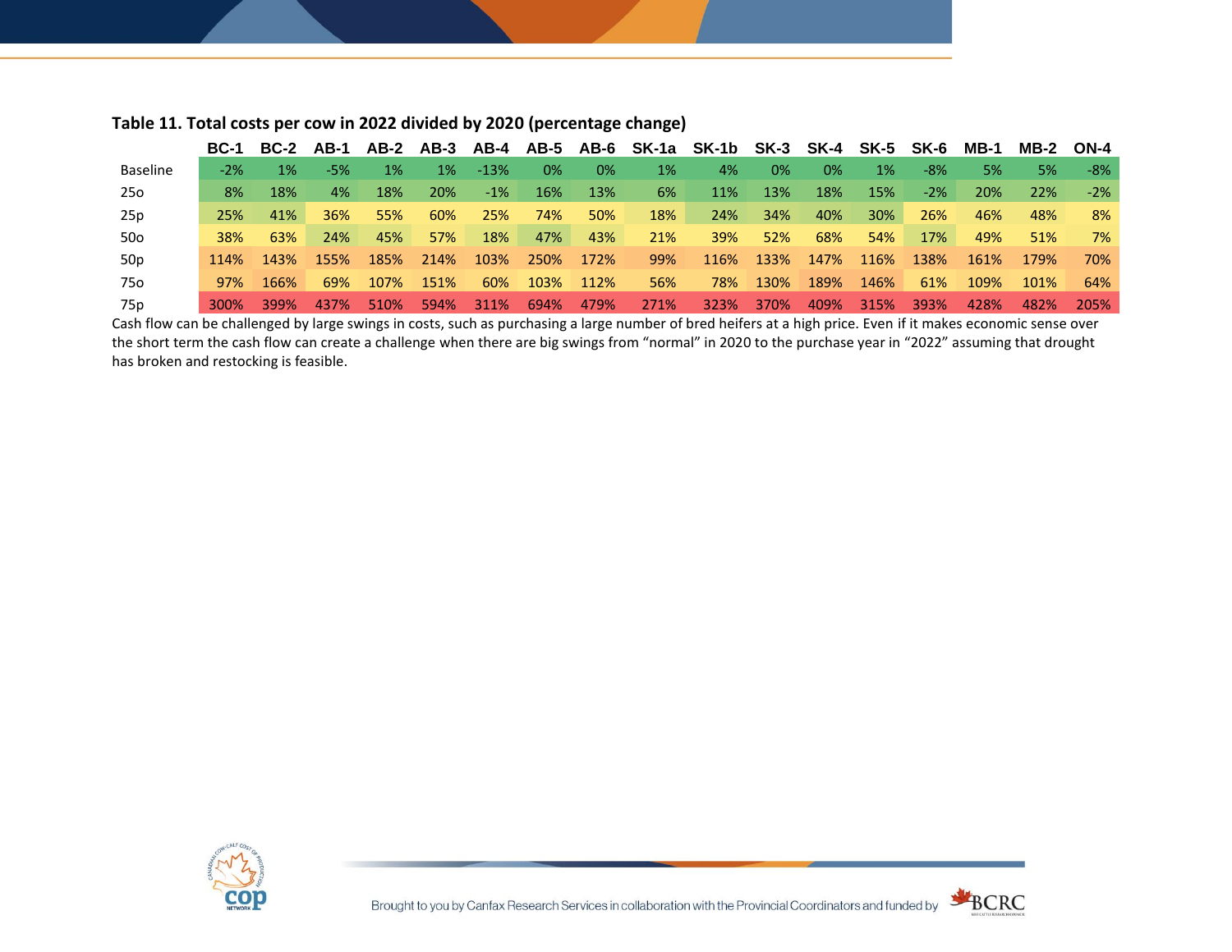**Table 11. Total costs per cow in 2022 divided by 2020 (percentage change)**

| | BC-1 | BC-2 | AB-1 | AB-2 | AB-3 | AB-4 | AB-5 | AB-6 | SK-1a | SK-1b | SK-3 | SK-4 | SK-5 | SK-6 | MB-1 | MB-2 | ON-4 |
|---|---|---|---|---|---|---|---|---|---|---|---|---|---|---|---|---|---|
| Baseline | -2% | 1% | -5% | 1% | 1% | -13% | 0% | 0% | 1% | 4% | 0% | 0% | 1% | -8% | 5% | 5% | -8% |
| 25o | 8% | 18% | 4% | 18% | 20% | -1% | 16% | 13% | 6% | 11% | 13% | 18% | 15% | -2% | 20% | 22% | -2% |
| 25p | 25% | 41% | 36% | 55% | 60% | 25% | 74% | 50% | 18% | 24% | 34% | 40% | 30% | 26% | 46% | 48% | 8% |
| 50o | 38% | 63% | 24% | 45% | 57% | 18% | 47% | 43% | 21% | 39% | 52% | 68% | 54% | 17% | 49% | 51% | 7% |
| 50p | 114% | 143% | 155% | 185% | 214% | 103% | 250% | 172% | 99% | 116% | 133% | 147% | 116% | 138% | 161% | 179% | 70% |
| 75o | 97% | 166% | 69% | 107% | 151% | 60% | 103% | 112% | 56% | 78% | 130% | 189% | 146% | 61% | 109% | 101% | 64% |
| 75p | 300% | 399% | 437% | 510% | 594% | 311% | 694% | 479% | 271% | 323% | 370% | 409% | 315% | 393% | 428% | 482% | 205% |

Cash flow can be challenged by large swings in costs, such as purchasing a large number of bred heifers at a high price. Even if it makes economic sense over the short term the cash flow can create a challenge when there are big swings from "normal" in 2020 to the purchase year in "2022" assuming that drought has broken and restocking is feasible.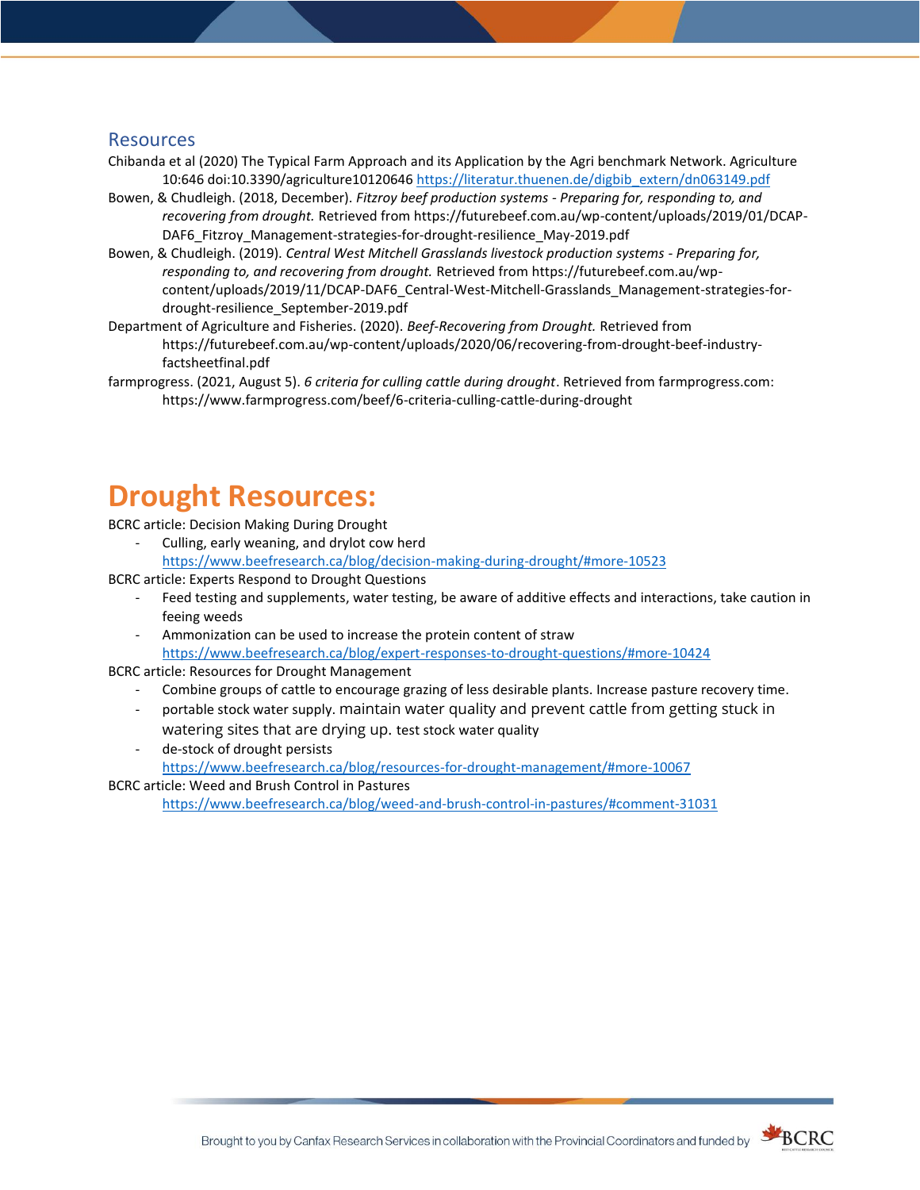## Resources

Chibanda et al (2020) The Typical Farm Approach and its Application by the Agri benchmark Network. Agriculture 10:646 doi:10.3390/agriculture10120646 https://literatur.thuenen.de/digbib_extern/dn063149.pdf

Bowen, & Chudleigh. (2018, December). *Fitzroy beef production systems - Preparing for, responding to, and recovering from drought.* Retrieved from https://futurebeef.com.au/wp-content/uploads/2019/01/DCAP-DAF6_Fitzroy_Management-strategies-for-drought-resilience_May-2019.pdf

Bowen, & Chudleigh. (2019). *Central West Mitchell Grasslands livestock production systems - Preparing for, responding to, and recovering from drought.* Retrieved from https://futurebeef.com.au/wp-content/uploads/2019/11/DCAP-DAF6_Central-West-Mitchell-Grasslands_Management-strategies-for-drought-resilience_September-2019.pdf

Department of Agriculture and Fisheries. (2020). *Beef-Recovering from Drought.* Retrieved from https://futurebeef.com.au/wp-content/uploads/2020/06/recovering-from-drought-beef-industry-factsheetfinal.pdf

farmprogress. (2021, August 5). *6 criteria for culling cattle during drought*. Retrieved from farmprogress.com: https://www.farmprogress.com/beef/6-criteria-culling-cattle-during-drought

# Drought Resources:

BCRC article: Decision Making During Drought

- Culling, early weaning, and drylot cow herd
  https://www.beefresearch.ca/blog/decision-making-during-drought/#more-10523

BCRC article: Experts Respond to Drought Questions

- Feed testing and supplements, water testing, be aware of additive effects and interactions, take caution in feeing weeds
- Ammonization can be used to increase the protein content of straw
  https://www.beefresearch.ca/blog/expert-responses-to-drought-questions/#more-10424

BCRC article: Resources for Drought Management

- Combine groups of cattle to encourage grazing of less desirable plants. Increase pasture recovery time.
- portable stock water supply. maintain water quality and prevent cattle from getting stuck in watering sites that are drying up. test stock water quality
- de-stock of drought persists
  https://www.beefresearch.ca/blog/resources-for-drought-management/#more-10067

BCRC article: Weed and Brush Control in Pastures

https://www.beefresearch.ca/blog/weed-and-brush-control-in-pastures/#comment-31031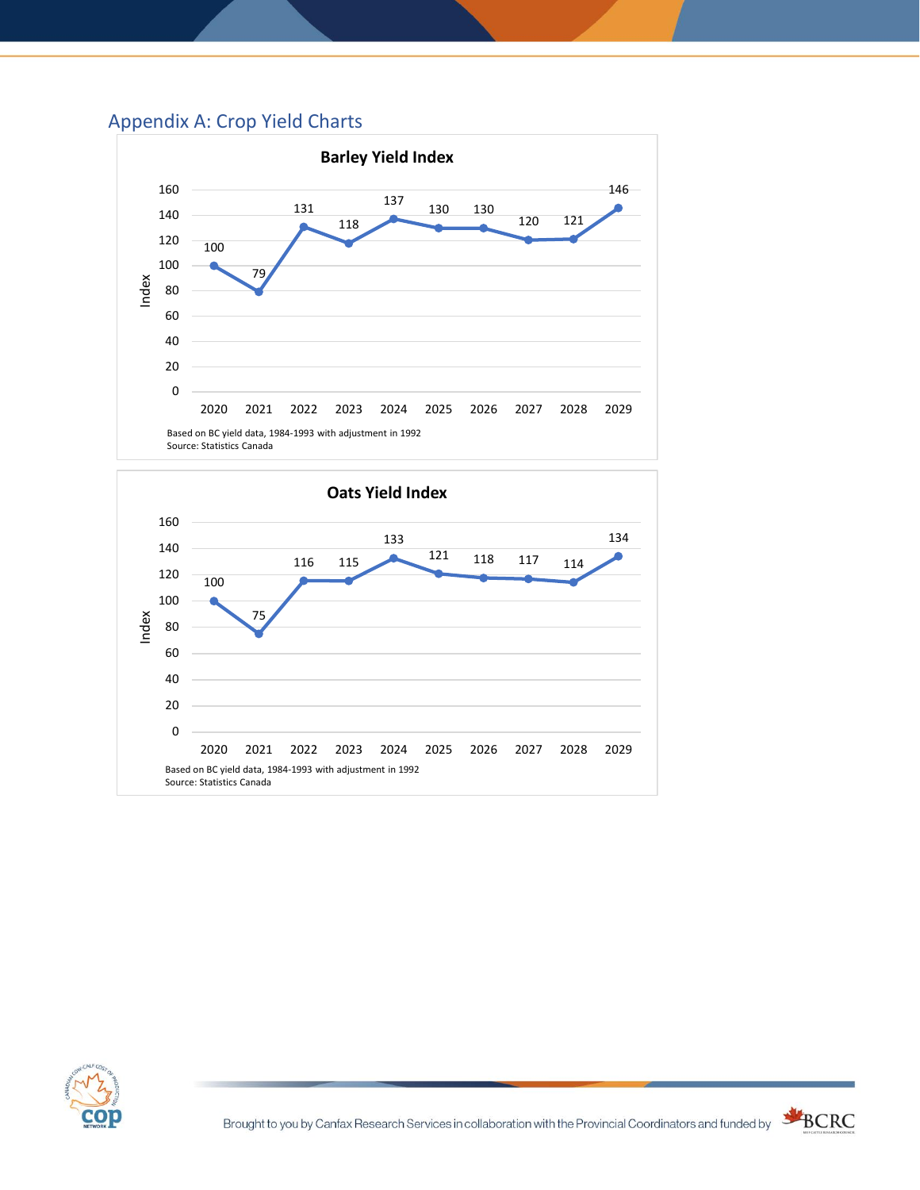## Appendix A: Crop Yield Charts

**Barley Yield Index**

| Year | Index |
|---|---|
| 2020 | 100 |
| 2021 | 79 |
| 2022 | 131 |
| 2023 | 118 |
| 2024 | 137 |
| 2025 | 130 |
| 2026 | 130 |
| 2027 | 120 |
| 2028 | 121 |
| 2029 | 146 |

Based on BC yield data, 1984-1993 with adjustment in 1992
Source: Statistics Canada

**Oats Yield Index**

| Year | Index |
|---|---|
| 2020 | 100 |
| 2021 | 75 |
| 2022 | 116 |
| 2023 | 115 |
| 2024 | 133 |
| 2025 | 121 |
| 2026 | 118 |
| 2027 | 117 |
| 2028 | 114 |
| 2029 | 134 |

Based on BC yield data, 1984-1993 with adjustment in 1992
Source: Statistics Canada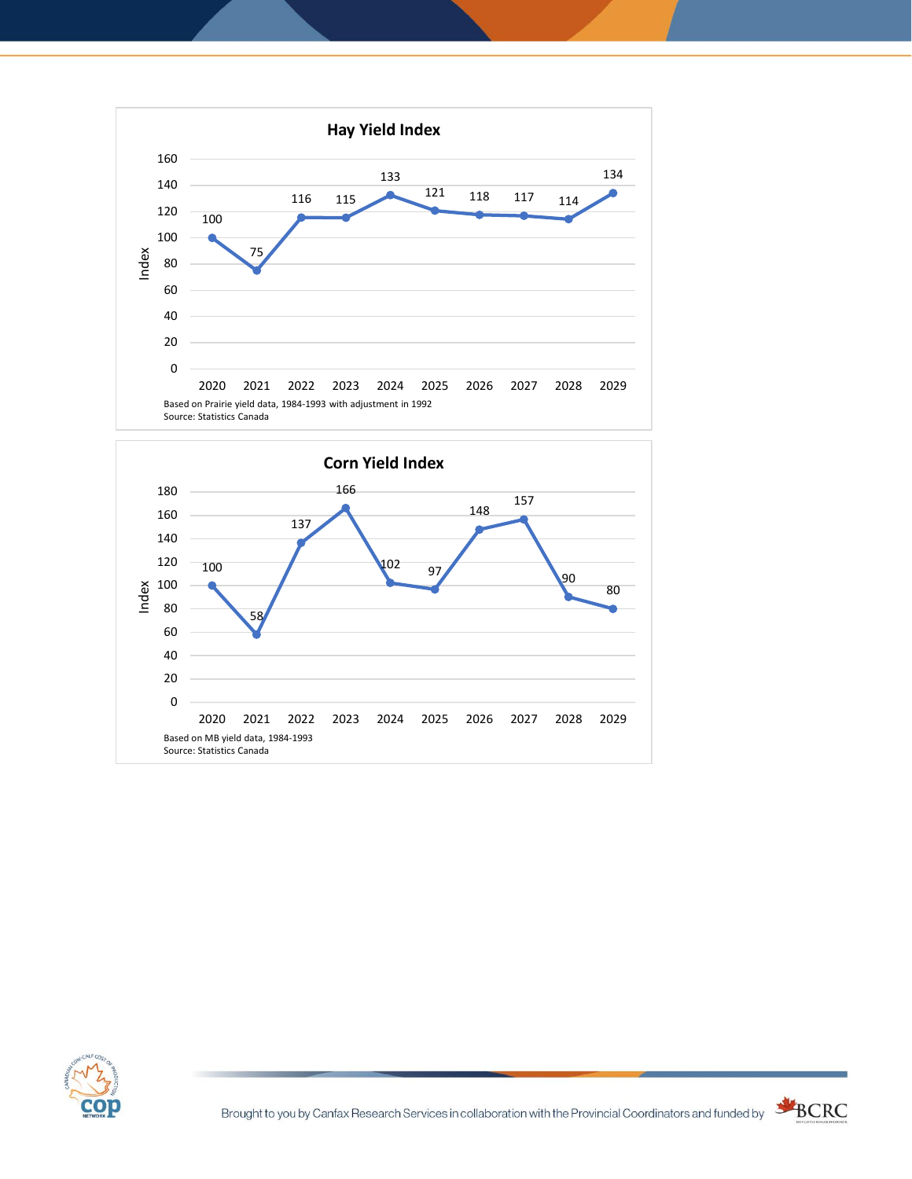Hay Yield Index

160
140
120
100
80
60
40
20
0

Index

100
75
116
115
133
121
118
117
114
134

2020 2021 2022 2023 2024 2025 2026 2027 2028 2029

Based on Prairie yield data, 1984-1993 with adjustment in 1992
Source: Statistics Canada

Corn Yield Index

180
160
140
120
100
80
60
40
20
0

Index

100
58
137
166
102
97
148
157
90
80

2020 2021 2022 2023 2024 2025 2026 2027 2028 2029

Based on MB yield data, 1984-1993
Source: Statistics Canada

Brought to you by Canfax Research Services in collaboration with the Provincial Coordinators and funded by BCRC